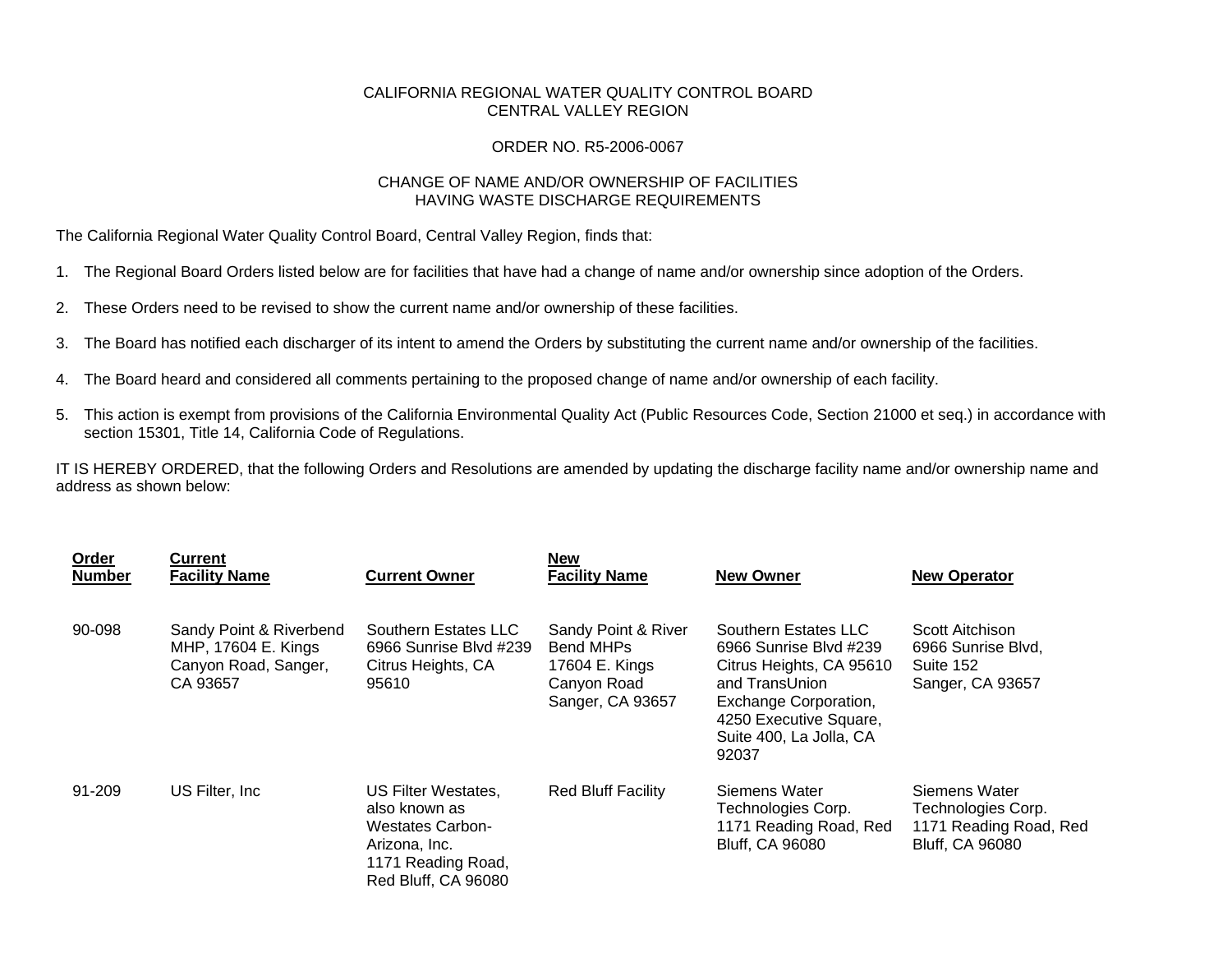CALIFORNIA REGIONAL WATER QUALITY CONTROL BOARD
CENTRAL VALLEY REGION

ORDER NO. R5-2006-0067

CHANGE OF NAME AND/OR OWNERSHIP OF FACILITIES
HAVING WASTE DISCHARGE REQUIREMENTS

The California Regional Water Quality Control Board, Central Valley Region, finds that:

1. The Regional Board Orders listed below are for facilities that have had a change of name and/or ownership since adoption of the Orders.

2. These Orders need to be revised to show the current name and/or ownership of these facilities.

3. The Board has notified each discharger of its intent to amend the Orders by substituting the current name and/or ownership of the facilities.

4. The Board heard and considered all comments pertaining to the proposed change of name and/or ownership of each facility.

5. This action is exempt from provisions of the California Environmental Quality Act (Public Resources Code, Section 21000 et seq.) in accordance with section 15301, Title 14, California Code of Regulations.

IT IS HEREBY ORDERED, that the following Orders and Resolutions are amended by updating the discharge facility name and/or ownership name and address as shown below:

| Order Number | Current Facility Name | Current Owner | New Facility Name | New Owner | New Operator |
|---|---|---|---|---|---|
| 90-098 | Sandy Point & Riverbend MHP, 17604 E. Kings Canyon Road, Sanger, CA 93657 | Southern Estates LLC 6966 Sunrise Blvd #239 Citrus Heights, CA 95610 | Sandy Point & River Bend MHPs 17604 E. Kings Canyon Road Sanger, CA 93657 | Southern Estates LLC 6966 Sunrise Blvd #239 Citrus Heights, CA 95610 and TransUnion Exchange Corporation, 4250 Executive Square, Suite 400, La Jolla, CA 92037 | Scott Aitchison 6966 Sunrise Blvd, Suite 152 Sanger, CA 93657 |
| 91-209 | US Filter, Inc | US Filter Westates, also known as Westates Carbon-Arizona, Inc. 1171 Reading Road, Red Bluff, CA 96080 | Red Bluff Facility | Siemens Water Technologies Corp. 1171 Reading Road, Red Bluff, CA 96080 | Siemens Water Technologies Corp. 1171 Reading Road, Red Bluff, CA 96080 |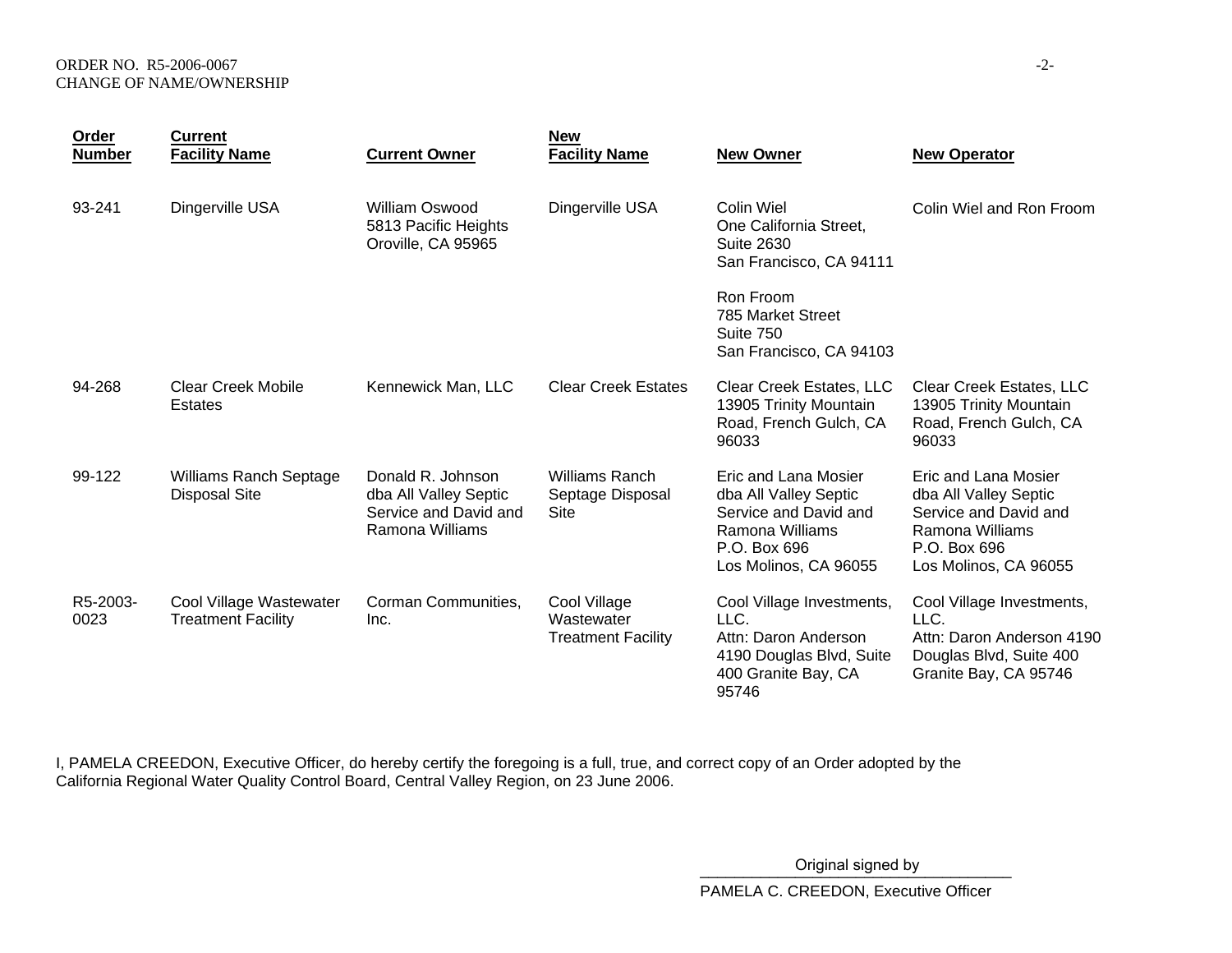| Order Number | Current Facility Name | Current Owner | New Facility Name | New Owner | New Operator |
|---|---|---|---|---|---|
| 93-241 | Dingerville USA | William Oswood<br>5813 Pacific Heights<br>Oroville, CA 95965 | Dingerville USA | Colin Wiel<br>One California Street,<br>Suite 2630<br>San Francisco, CA 94111<br><br>Ron Froom<br>785 Market Street<br>Suite 750<br>San Francisco, CA 94103 | Colin Wiel and Ron Froom |
| 94-268 | Clear Creek Mobile Estates | Kennewick Man, LLC | Clear Creek Estates | Clear Creek Estates, LLC<br>13905 Trinity Mountain Road, French Gulch, CA 96033 | Clear Creek Estates, LLC<br>13905 Trinity Mountain Road, French Gulch, CA 96033 |
| 99-122 | Williams Ranch Septage Disposal Site | Donald R. Johnson dba All Valley Septic Service and David and Ramona Williams | Williams Ranch Septage Disposal Site | Eric and Lana Mosier dba All Valley Septic Service and David and Ramona Williams<br>P.O. Box 696<br>Los Molinos, CA 96055 | Eric and Lana Mosier dba All Valley Septic Service and David and Ramona Williams<br>P.O. Box 696<br>Los Molinos, CA 96055 |
| R5-2003-0023 | Cool Village Wastewater Treatment Facility | Corman Communities, Inc. | Cool Village Wastewater Treatment Facility | Cool Village Investments, LLC.<br>Attn: Daron Anderson<br>4190 Douglas Blvd, Suite 400 Granite Bay, CA 95746 | Cool Village Investments, LLC.<br>Attn: Daron Anderson 4190 Douglas Blvd, Suite 400<br>Granite Bay, CA 95746 |

I, PAMELA CREEDON, Executive Officer, do hereby certify the foregoing is a full, true, and correct copy of an Order adopted by the California Regional Water Quality Control Board, Central Valley Region, on 23 June 2006.

Original signed by

PAMELA C. CREEDON, Executive Officer